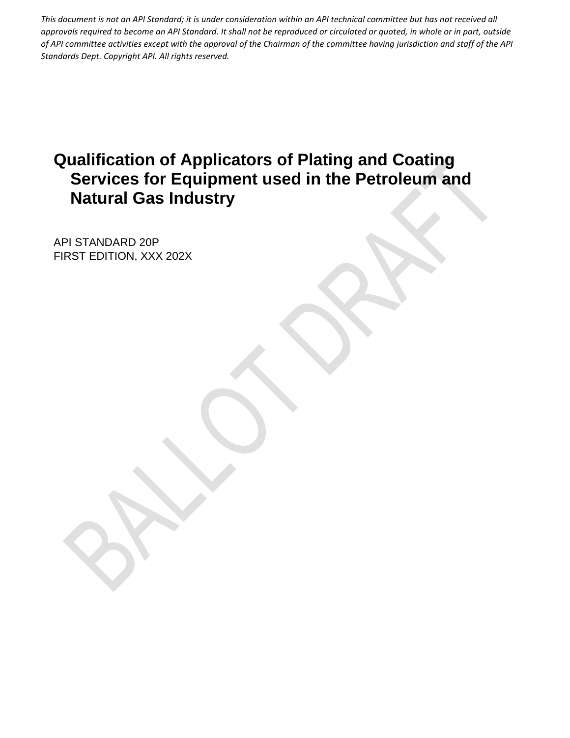*This document is not an API Standard; it is under consideration within an API technical committee but has not received all approvals required to become an API Standard. It shall not be reproduced or circulated or quoted, in whole or in part, outside of API committee activities except with the approval of the Chairman of the committee having jurisdiction and staff of the API Standards Dept. Copyright API. All rights reserved.*

# Qualification of Applicators of Plating and Coating Services for Equipment used in the Petroleum and Natural Gas Industry

API STANDARD 20P
FIRST EDITION, XXX 202X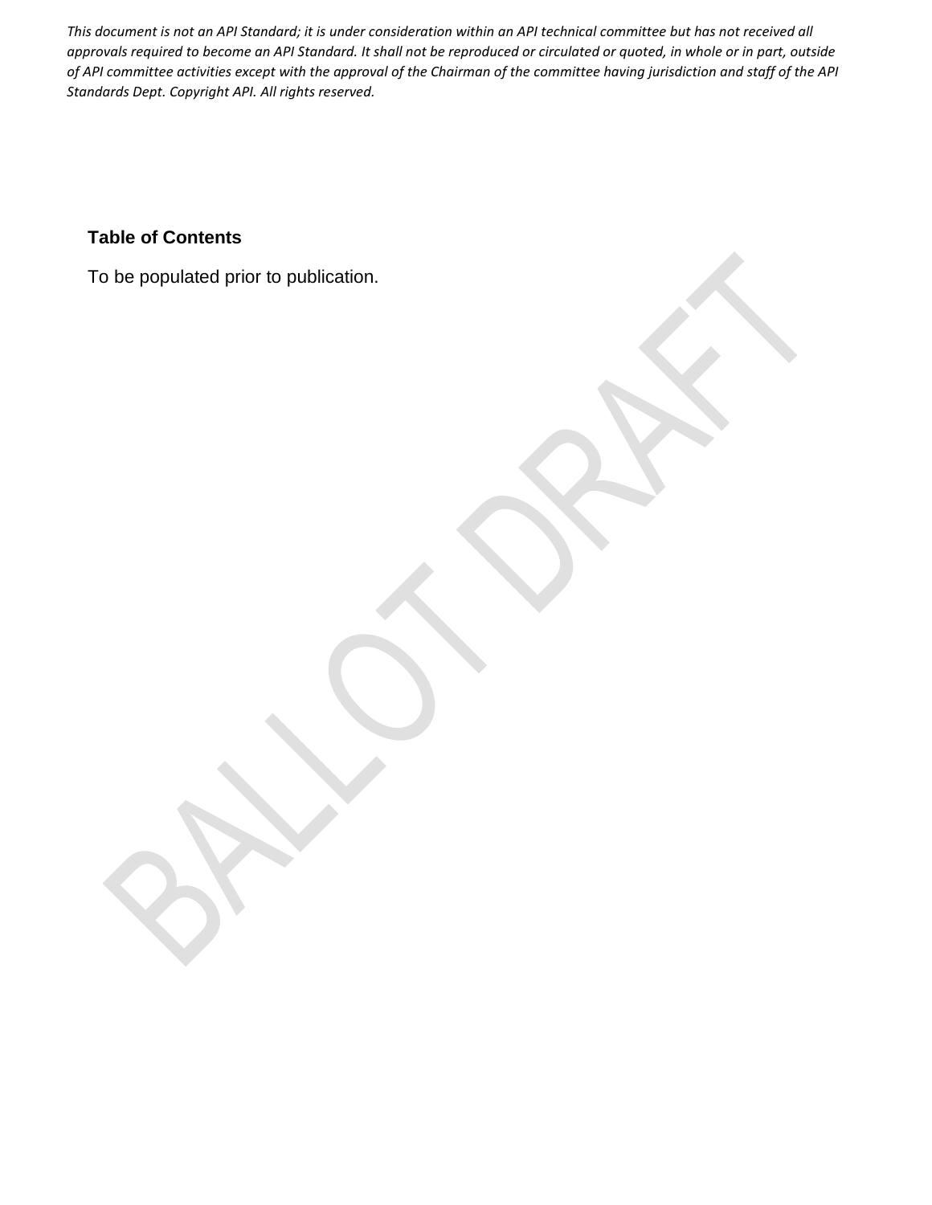*This document is not an API Standard; it is under consideration within an API technical committee but has not received all approvals required to become an API Standard. It shall not be reproduced or circulated or quoted, in whole or in part, outside of API committee activities except with the approval of the Chairman of the committee having jurisdiction and staff of the API Standards Dept. Copyright API. All rights reserved.*

## Table of Contents

To be populated prior to publication.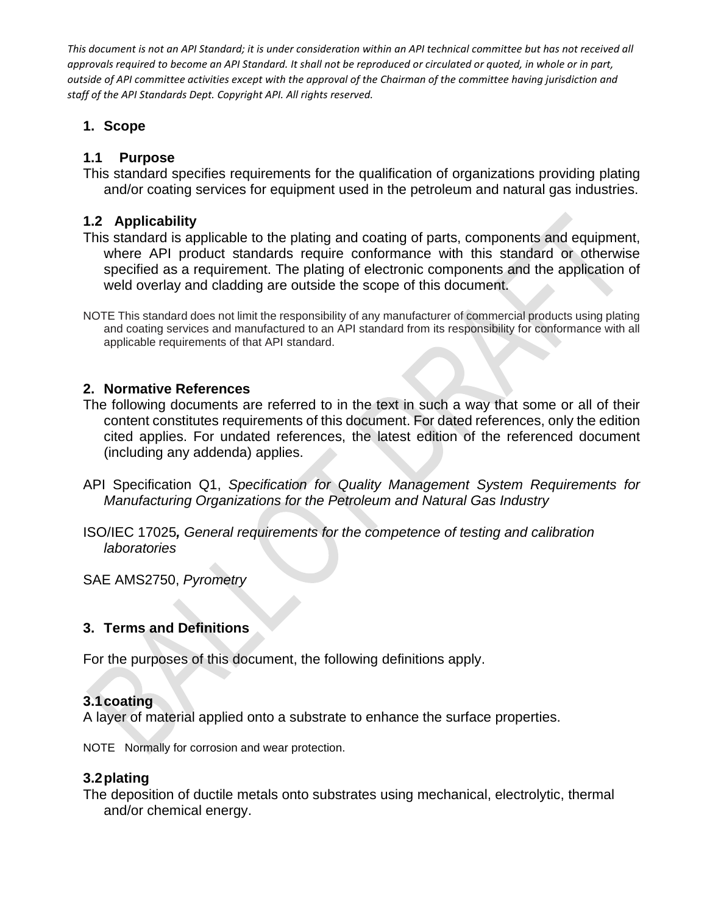*This document is not an API Standard; it is under consideration within an API technical committee but has not received all approvals required to become an API Standard. It shall not be reproduced or circulated or quoted, in whole or in part, outside of API committee activities except with the approval of the Chairman of the committee having jurisdiction and staff of the API Standards Dept. Copyright API. All rights reserved.*

## 1. Scope

### 1.1 Purpose

This standard specifies requirements for the qualification of organizations providing plating and/or coating services for equipment used in the petroleum and natural gas industries.

### 1.2 Applicability

This standard is applicable to the plating and coating of parts, components and equipment, where API product standards require conformance with this standard or otherwise specified as a requirement. The plating of electronic components and the application of weld overlay and cladding are outside the scope of this document.

NOTE This standard does not limit the responsibility of any manufacturer of commercial products using plating and coating services and manufactured to an API standard from its responsibility for conformance with all applicable requirements of that API standard.

## 2. Normative References

The following documents are referred to in the text in such a way that some or all of their content constitutes requirements of this document. For dated references, only the edition cited applies. For undated references, the latest edition of the referenced document (including any addenda) applies.

API Specification Q1, *Specification for Quality Management System Requirements for Manufacturing Organizations for the Petroleum and Natural Gas Industry*

ISO/IEC 17025**,** *General requirements for the competence of testing and calibration laboratories*

SAE AMS2750, *Pyrometry*

## 3. Terms and Definitions

For the purposes of this document, the following definitions apply.

### 3.1 coating

A layer of material applied onto a substrate to enhance the surface properties.

NOTE Normally for corrosion and wear protection.

### 3.2 plating

The deposition of ductile metals onto substrates using mechanical, electrolytic, thermal and/or chemical energy.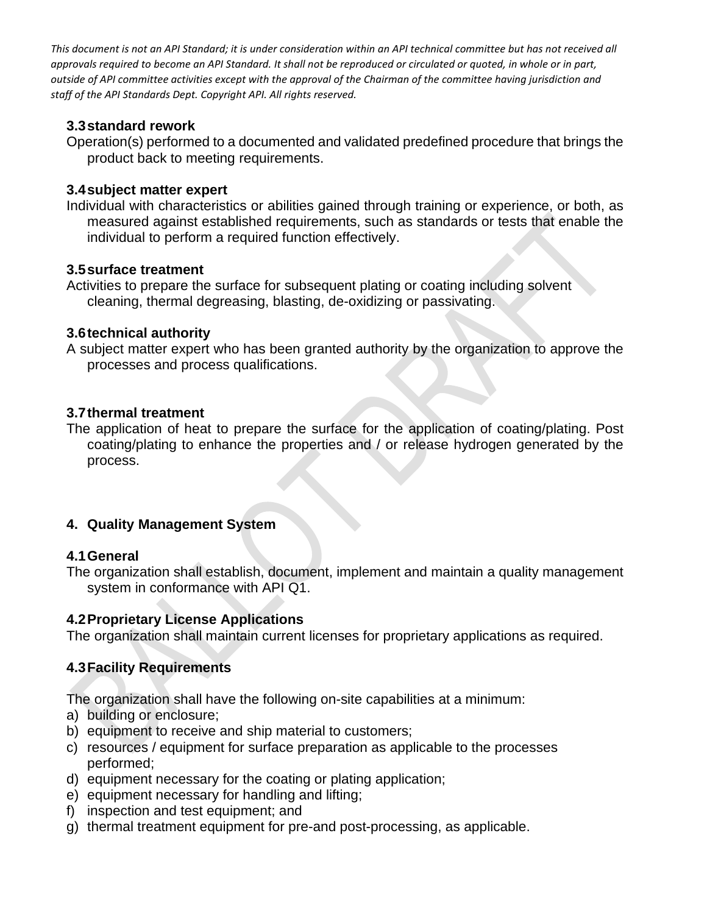*This document is not an API Standard; it is under consideration within an API technical committee but has not received all approvals required to become an API Standard. It shall not be reproduced or circulated or quoted, in whole or in part, outside of API committee activities except with the approval of the Chairman of the committee having jurisdiction and staff of the API Standards Dept. Copyright API. All rights reserved.*

### 3.3 standard rework

Operation(s) performed to a documented and validated predefined procedure that brings the product back to meeting requirements.

### 3.4 subject matter expert

Individual with characteristics or abilities gained through training or experience, or both, as measured against established requirements, such as standards or tests that enable the individual to perform a required function effectively.

### 3.5 surface treatment

Activities to prepare the surface for subsequent plating or coating including solvent cleaning, thermal degreasing, blasting, de-oxidizing or passivating.

### 3.6 technical authority

A subject matter expert who has been granted authority by the organization to approve the processes and process qualifications.

### 3.7 thermal treatment

The application of heat to prepare the surface for the application of coating/plating. Post coating/plating to enhance the properties and / or release hydrogen generated by the process.

## 4. Quality Management System

### 4.1 General

The organization shall establish, document, implement and maintain a quality management system in conformance with API Q1.

### 4.2 Proprietary License Applications

The organization shall maintain current licenses for proprietary applications as required.

### 4.3 Facility Requirements

The organization shall have the following on-site capabilities at a minimum:

a) building or enclosure;
b) equipment to receive and ship material to customers;
c) resources / equipment for surface preparation as applicable to the processes performed;
d) equipment necessary for the coating or plating application;
e) equipment necessary for handling and lifting;
f) inspection and test equipment; and
g) thermal treatment equipment for pre-and post-processing, as applicable.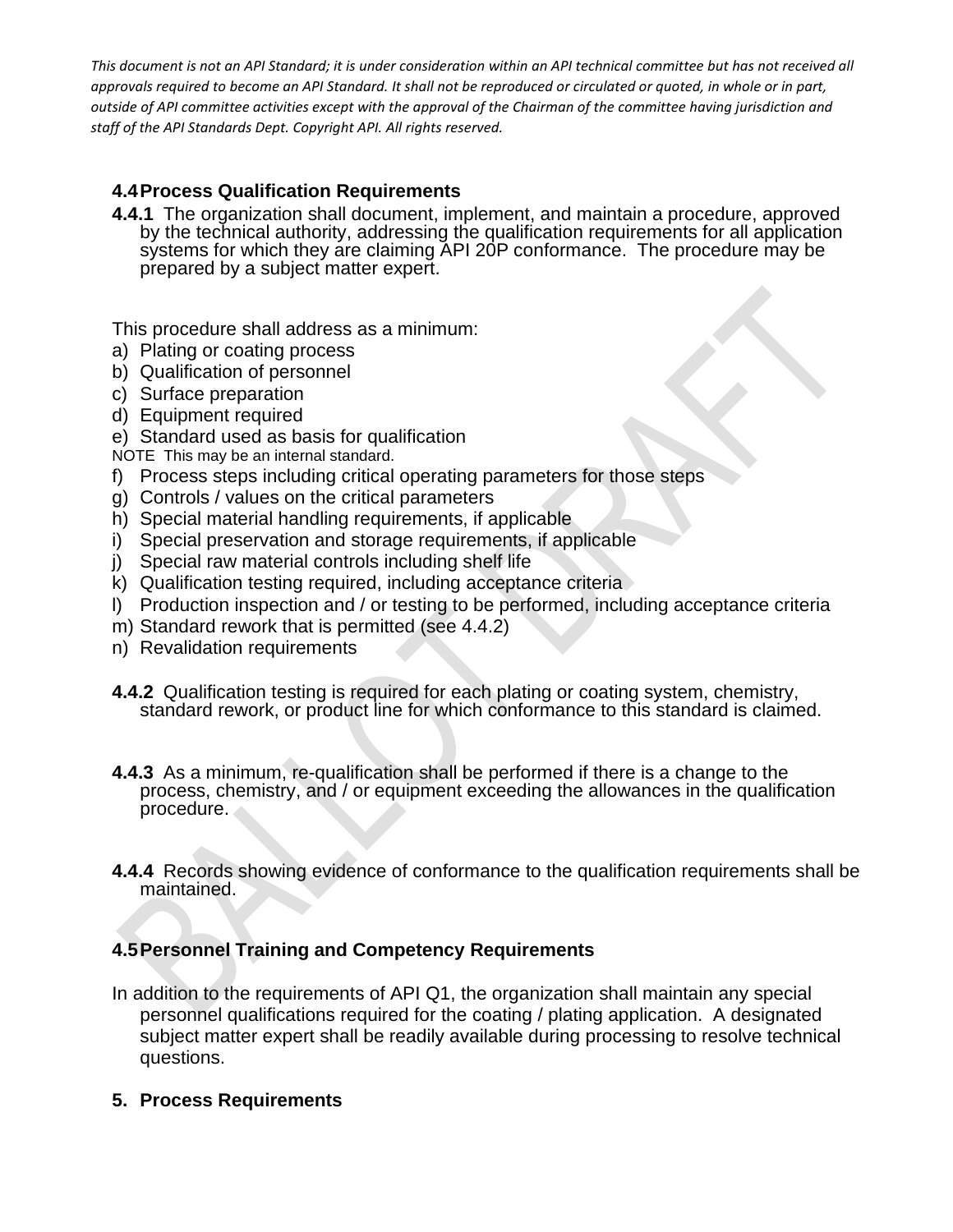This document is not an API Standard; it is under consideration within an API technical committee but has not received all approvals required to become an API Standard. It shall not be reproduced or circulated or quoted, in whole or in part, outside of API committee activities except with the approval of the Chairman of the committee having jurisdiction and staff of the API Standards Dept. Copyright API. All rights reserved.

### 4.4 Process Qualification Requirements

**4.4.1** The organization shall document, implement, and maintain a procedure, approved by the technical authority, addressing the qualification requirements for all application systems for which they are claiming API 20P conformance. The procedure may be prepared by a subject matter expert.

This procedure shall address as a minimum:

a) Plating or coating process
b) Qualification of personnel
c) Surface preparation
d) Equipment required
e) Standard used as basis for qualification

NOTE This may be an internal standard.

f) Process steps including critical operating parameters for those steps
g) Controls / values on the critical parameters
h) Special material handling requirements, if applicable
i) Special preservation and storage requirements, if applicable
j) Special raw material controls including shelf life
k) Qualification testing required, including acceptance criteria
l) Production inspection and / or testing to be performed, including acceptance criteria
m) Standard rework that is permitted (see 4.4.2)
n) Revalidation requirements

**4.4.2** Qualification testing is required for each plating or coating system, chemistry, standard rework, or product line for which conformance to this standard is claimed.

**4.4.3** As a minimum, re-qualification shall be performed if there is a change to the process, chemistry, and / or equipment exceeding the allowances in the qualification procedure.

**4.4.4** Records showing evidence of conformance to the qualification requirements shall be maintained.

### 4.5 Personnel Training and Competency Requirements

In addition to the requirements of API Q1, the organization shall maintain any special personnel qualifications required for the coating / plating application. A designated subject matter expert shall be readily available during processing to resolve technical questions.

## 5. Process Requirements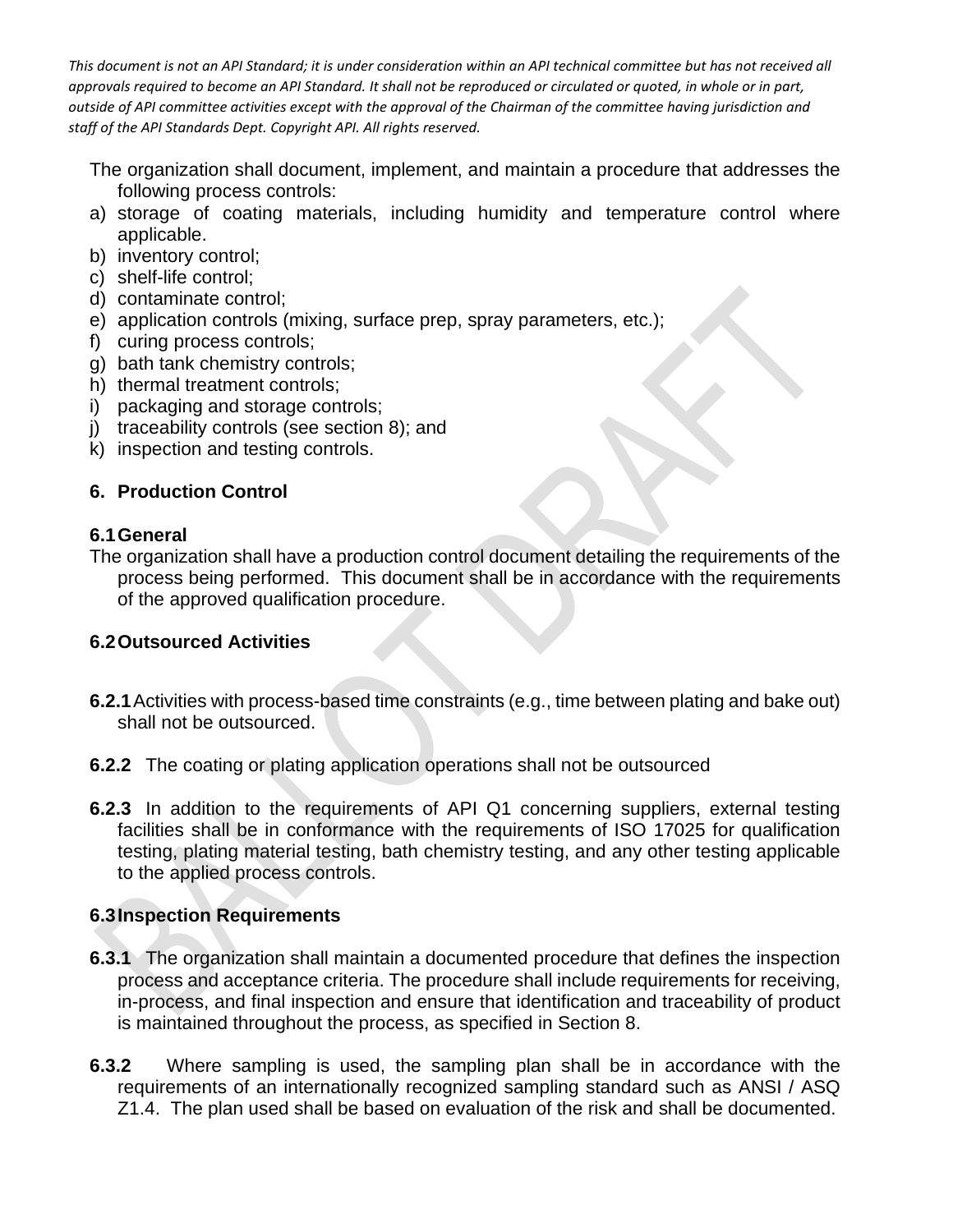The organization shall document, implement, and maintain a procedure that addresses the following process controls:

a) storage of coating materials, including humidity and temperature control where applicable.
b) inventory control;
c) shelf-life control;
d) contaminate control;
e) application controls (mixing, surface prep, spray parameters, etc.);
f) curing process controls;
g) bath tank chemistry controls;
h) thermal treatment controls;
i) packaging and storage controls;
j) traceability controls (see section 8); and
k) inspection and testing controls.

## 6. Production Control

### 6.1 General

The organization shall have a production control document detailing the requirements of the process being performed. This document shall be in accordance with the requirements of the approved qualification procedure.

### 6.2 Outsourced Activities

**6.2.1** Activities with process-based time constraints (e.g., time between plating and bake out) shall not be outsourced.

**6.2.2** The coating or plating application operations shall not be outsourced

**6.2.3** In addition to the requirements of API Q1 concerning suppliers, external testing facilities shall be in conformance with the requirements of ISO 17025 for qualification testing, plating material testing, bath chemistry testing, and any other testing applicable to the applied process controls.

### 6.3 Inspection Requirements

**6.3.1** The organization shall maintain a documented procedure that defines the inspection process and acceptance criteria. The procedure shall include requirements for receiving, in-process, and final inspection and ensure that identification and traceability of product is maintained throughout the process, as specified in Section 8.

**6.3.2** Where sampling is used, the sampling plan shall be in accordance with the requirements of an internationally recognized sampling standard such as ANSI / ASQ Z1.4. The plan used shall be based on evaluation of the risk and shall be documented.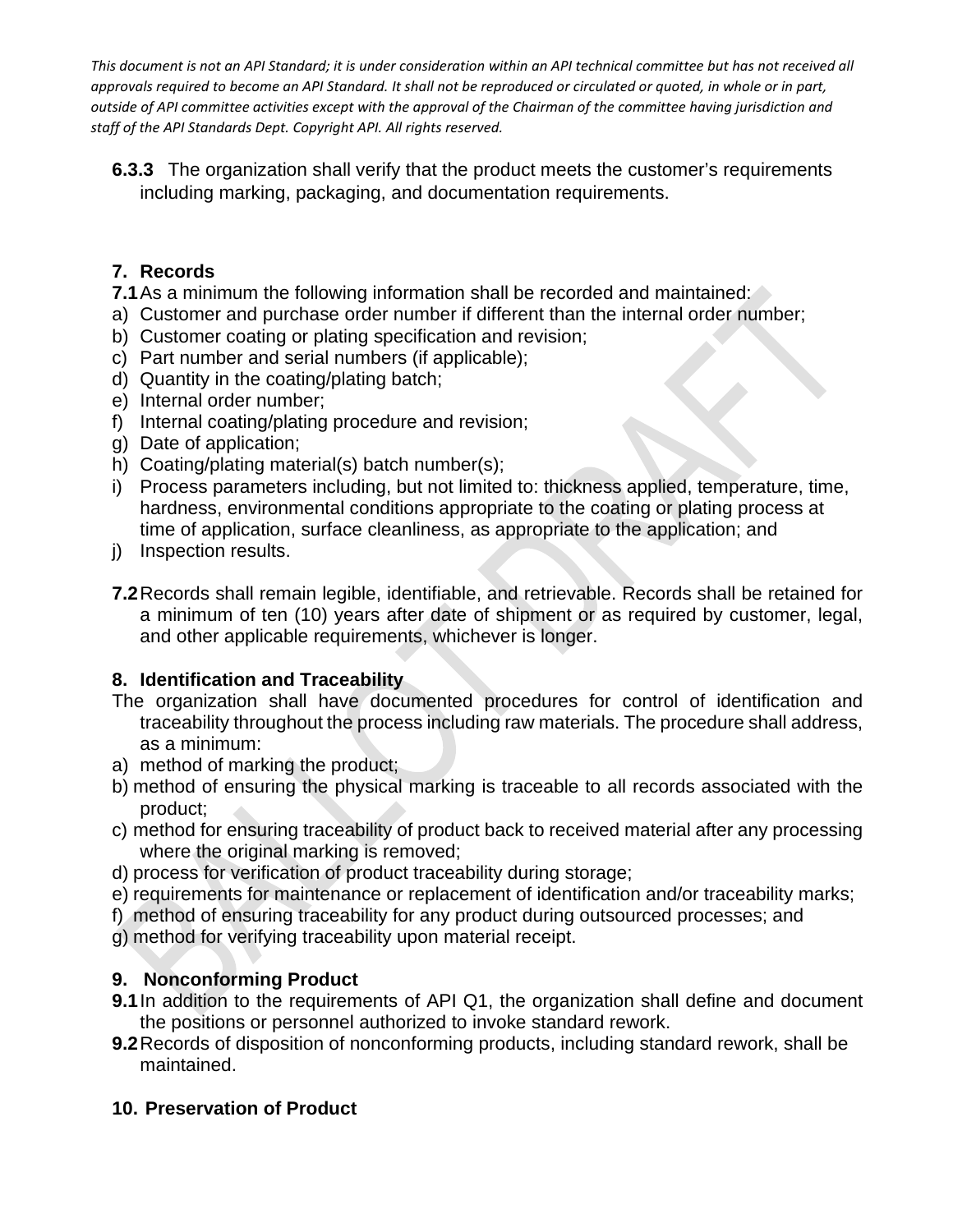**6.3.3** The organization shall verify that the product meets the customer's requirements including marking, packaging, and documentation requirements.

## 7. Records

**7.1** As a minimum the following information shall be recorded and maintained:

a) Customer and purchase order number if different than the internal order number;
b) Customer coating or plating specification and revision;
c) Part number and serial numbers (if applicable);
d) Quantity in the coating/plating batch;
e) Internal order number;
f) Internal coating/plating procedure and revision;
g) Date of application;
h) Coating/plating material(s) batch number(s);
i) Process parameters including, but not limited to: thickness applied, temperature, time, hardness, environmental conditions appropriate to the coating or plating process at time of application, surface cleanliness, as appropriate to the application; and
j) Inspection results.

**7.2** Records shall remain legible, identifiable, and retrievable. Records shall be retained for a minimum of ten (10) years after date of shipment or as required by customer, legal, and other applicable requirements, whichever is longer.

## 8. Identification and Traceability

The organization shall have documented procedures for control of identification and traceability throughout the process including raw materials. The procedure shall address, as a minimum:

a) method of marking the product;
b) method of ensuring the physical marking is traceable to all records associated with the product;
c) method for ensuring traceability of product back to received material after any processing where the original marking is removed;
d) process for verification of product traceability during storage;
e) requirements for maintenance or replacement of identification and/or traceability marks;
f) method of ensuring traceability for any product during outsourced processes; and
g) method for verifying traceability upon material receipt.

## 9. Nonconforming Product

**9.1** In addition to the requirements of API Q1, the organization shall define and document the positions or personnel authorized to invoke standard rework.

**9.2** Records of disposition of nonconforming products, including standard rework, shall be maintained.

## 10. Preservation of Product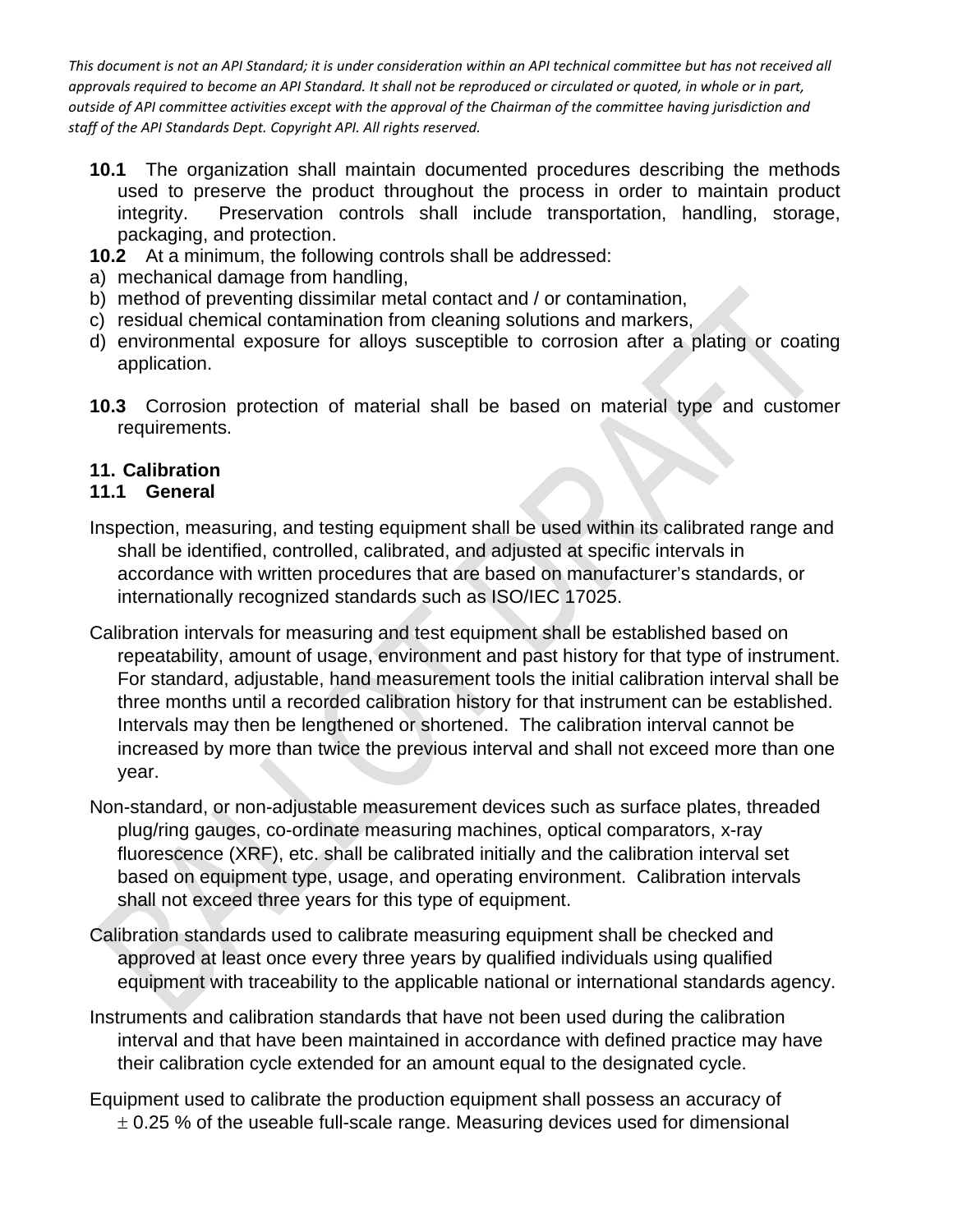**10.1** The organization shall maintain documented procedures describing the methods used to preserve the product throughout the process in order to maintain product integrity. Preservation controls shall include transportation, handling, storage, packaging, and protection.

**10.2** At a minimum, the following controls shall be addressed:

a) mechanical damage from handling,
b) method of preventing dissimilar metal contact and / or contamination,
c) residual chemical contamination from cleaning solutions and markers,
d) environmental exposure for alloys susceptible to corrosion after a plating or coating application.

**10.3** Corrosion protection of material shall be based on material type and customer requirements.

## 11. Calibration

### 11.1 General

Inspection, measuring, and testing equipment shall be used within its calibrated range and shall be identified, controlled, calibrated, and adjusted at specific intervals in accordance with written procedures that are based on manufacturer's standards, or internationally recognized standards such as ISO/IEC 17025.

Calibration intervals for measuring and test equipment shall be established based on repeatability, amount of usage, environment and past history for that type of instrument. For standard, adjustable, hand measurement tools the initial calibration interval shall be three months until a recorded calibration history for that instrument can be established. Intervals may then be lengthened or shortened. The calibration interval cannot be increased by more than twice the previous interval and shall not exceed more than one year.

Non-standard, or non-adjustable measurement devices such as surface plates, threaded plug/ring gauges, co-ordinate measuring machines, optical comparators, x-ray fluorescence (XRF), etc. shall be calibrated initially and the calibration interval set based on equipment type, usage, and operating environment. Calibration intervals shall not exceed three years for this type of equipment.

Calibration standards used to calibrate measuring equipment shall be checked and approved at least once every three years by qualified individuals using qualified equipment with traceability to the applicable national or international standards agency.

Instruments and calibration standards that have not been used during the calibration interval and that have been maintained in accordance with defined practice may have their calibration cycle extended for an amount equal to the designated cycle.

Equipment used to calibrate the production equipment shall possess an accuracy of $\pm$ 0.25 % of the useable full-scale range. Measuring devices used for dimensional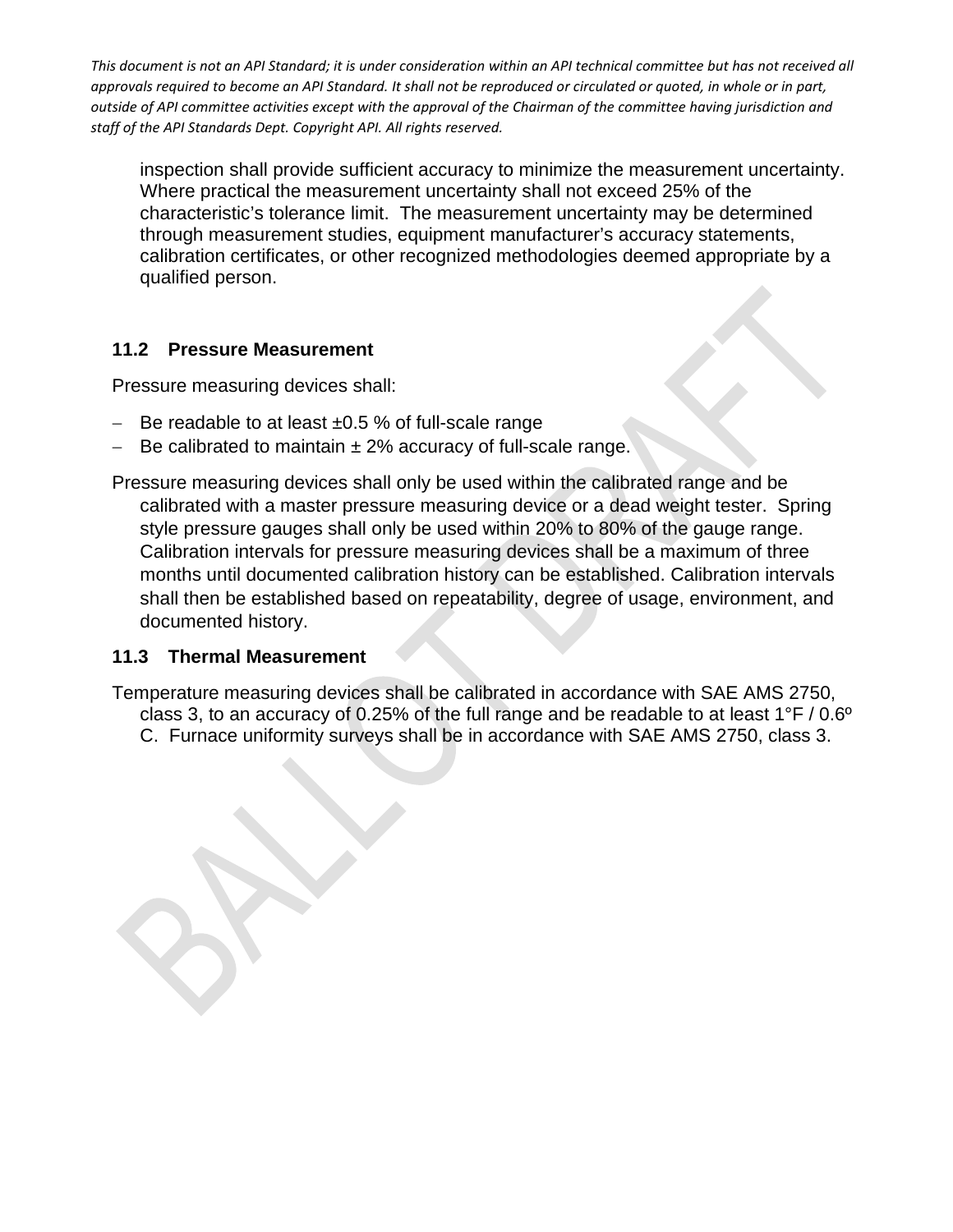inspection shall provide sufficient accuracy to minimize the measurement uncertainty. Where practical the measurement uncertainty shall not exceed 25% of the characteristic's tolerance limit. The measurement uncertainty may be determined through measurement studies, equipment manufacturer's accuracy statements, calibration certificates, or other recognized methodologies deemed appropriate by a qualified person.

### 11.2 Pressure Measurement

Pressure measuring devices shall:

- Be readable to at least ±0.5 % of full-scale range
- Be calibrated to maintain ± 2% accuracy of full-scale range.

Pressure measuring devices shall only be used within the calibrated range and be calibrated with a master pressure measuring device or a dead weight tester. Spring style pressure gauges shall only be used within 20% to 80% of the gauge range. Calibration intervals for pressure measuring devices shall be a maximum of three months until documented calibration history can be established. Calibration intervals shall then be established based on repeatability, degree of usage, environment, and documented history.

### 11.3 Thermal Measurement

Temperature measuring devices shall be calibrated in accordance with SAE AMS 2750, class 3, to an accuracy of 0.25% of the full range and be readable to at least 1°F / 0.6º C. Furnace uniformity surveys shall be in accordance with SAE AMS 2750, class 3.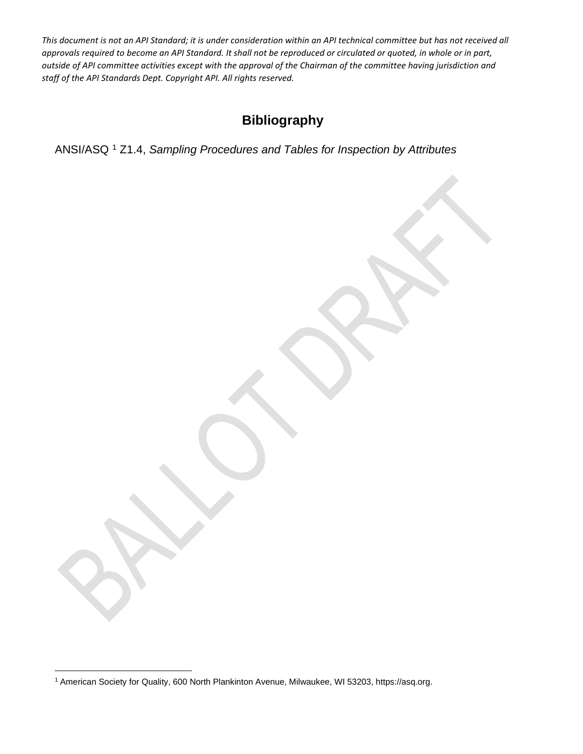This document is not an API Standard; it is under consideration within an API technical committee but has not received all approvals required to become an API Standard. It shall not be reproduced or circulated or quoted, in whole or in part, outside of API committee activities except with the approval of the Chairman of the committee having jurisdiction and staff of the API Standards Dept. Copyright API. All rights reserved.

# Bibliography

ANSI/ASQ [1] Z1.4, *Sampling Procedures and Tables for Inspection by Attributes*

[1] American Society for Quality, 600 North Plankinton Avenue, Milwaukee, WI 53203, https://asq.org.